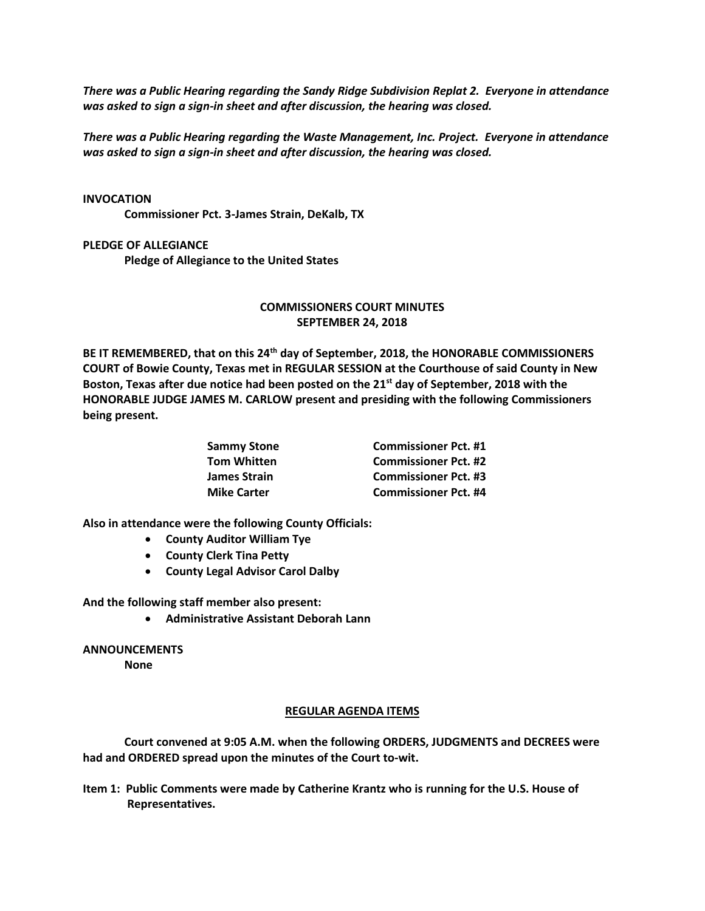***There was a Public Hearing regarding the Sandy Ridge Subdivision Replat 2. Everyone in attendance was asked to sign a sign-in sheet and after discussion, the hearing was closed.***

***There was a Public Hearing regarding the Waste Management, Inc. Project. Everyone in attendance was asked to sign a sign-in sheet and after discussion, the hearing was closed.***

**INVOCATION**

**Commissioner Pct. 3-James Strain, DeKalb, TX**

**PLEDGE OF ALLEGIANCE**

**Pledge of Allegiance to the United States**

## COMMISSIONERS COURT MINUTES
## SEPTEMBER 24, 2018

**BE IT REMEMBERED, that on this 24th day of September, 2018, the HONORABLE COMMISSIONERS COURT of Bowie County, Texas met in REGULAR SESSION at the Courthouse of said County in New Boston, Texas after due notice had been posted on the 21st day of September, 2018 with the HONORABLE JUDGE JAMES M. CARLOW present and presiding with the following Commissioners being present.**

| | |
|---|---|
| **Sammy Stone** | **Commissioner Pct. #1** |
| **Tom Whitten** | **Commissioner Pct. #2** |
| **James Strain** | **Commissioner Pct. #3** |
| **Mike Carter** | **Commissioner Pct. #4** |

**Also in attendance were the following County Officials:**

- **County Auditor William Tye**
- **County Clerk Tina Petty**
- **County Legal Advisor Carol Dalby**

**And the following staff member also present:**

- **Administrative Assistant Deborah Lann**

**ANNOUNCEMENTS**

**None**

## REGULAR AGENDA ITEMS

**Court convened at 9:05 A.M. when the following ORDERS, JUDGMENTS and DECREES were had and ORDERED spread upon the minutes of the Court to-wit.**

**Item 1: Public Comments were made by Catherine Krantz who is running for the U.S. House of Representatives.**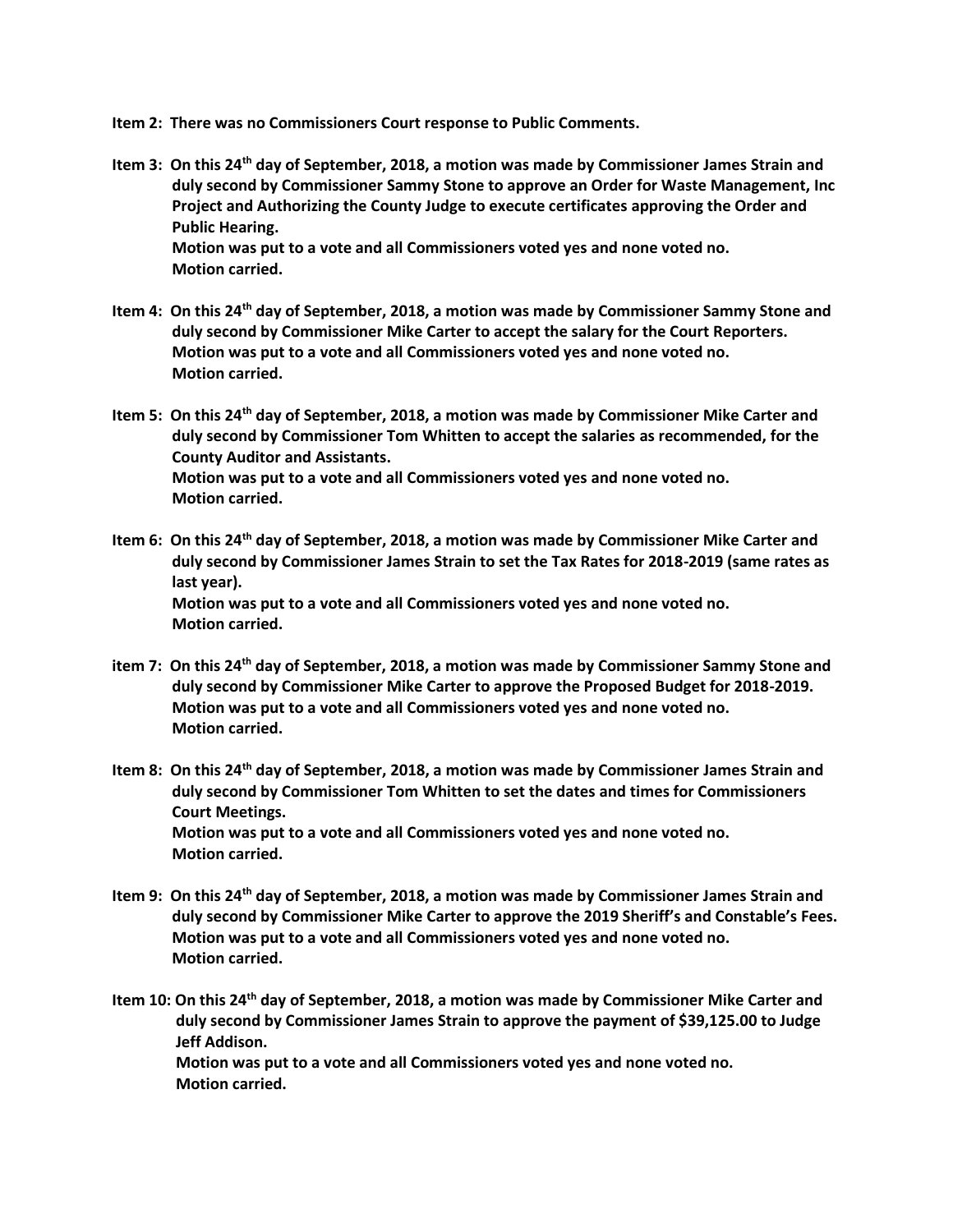**Item 2: There was no Commissioners Court response to Public Comments.**

**Item 3: On this 24th day of September, 2018, a motion was made by Commissioner James Strain and duly second by Commissioner Sammy Stone to approve an Order for Waste Management, Inc Project and Authorizing the County Judge to execute certificates approving the Order and Public Hearing.**
**Motion was put to a vote and all Commissioners voted yes and none voted no.**
**Motion carried.**

**Item 4: On this 24th day of September, 2018, a motion was made by Commissioner Sammy Stone and duly second by Commissioner Mike Carter to accept the salary for the Court Reporters.**
**Motion was put to a vote and all Commissioners voted yes and none voted no.**
**Motion carried.**

**Item 5: On this 24th day of September, 2018, a motion was made by Commissioner Mike Carter and duly second by Commissioner Tom Whitten to accept the salaries as recommended, for the County Auditor and Assistants.**
**Motion was put to a vote and all Commissioners voted yes and none voted no.**
**Motion carried.**

**Item 6: On this 24th day of September, 2018, a motion was made by Commissioner Mike Carter and duly second by Commissioner James Strain to set the Tax Rates for 2018-2019 (same rates as last year).**
**Motion was put to a vote and all Commissioners voted yes and none voted no.**
**Motion carried.**

**item 7: On this 24th day of September, 2018, a motion was made by Commissioner Sammy Stone and duly second by Commissioner Mike Carter to approve the Proposed Budget for 2018-2019.**
**Motion was put to a vote and all Commissioners voted yes and none voted no.**
**Motion carried.**

**Item 8: On this 24th day of September, 2018, a motion was made by Commissioner James Strain and duly second by Commissioner Tom Whitten to set the dates and times for Commissioners Court Meetings.**
**Motion was put to a vote and all Commissioners voted yes and none voted no.**
**Motion carried.**

**Item 9: On this 24th day of September, 2018, a motion was made by Commissioner James Strain and duly second by Commissioner Mike Carter to approve the 2019 Sheriff's and Constable's Fees.**
**Motion was put to a vote and all Commissioners voted yes and none voted no.**
**Motion carried.**

**Item 10: On this 24th day of September, 2018, a motion was made by Commissioner Mike Carter and duly second by Commissioner James Strain to approve the payment of $39,125.00 to Judge Jeff Addison.**
**Motion was put to a vote and all Commissioners voted yes and none voted no.**
**Motion carried.**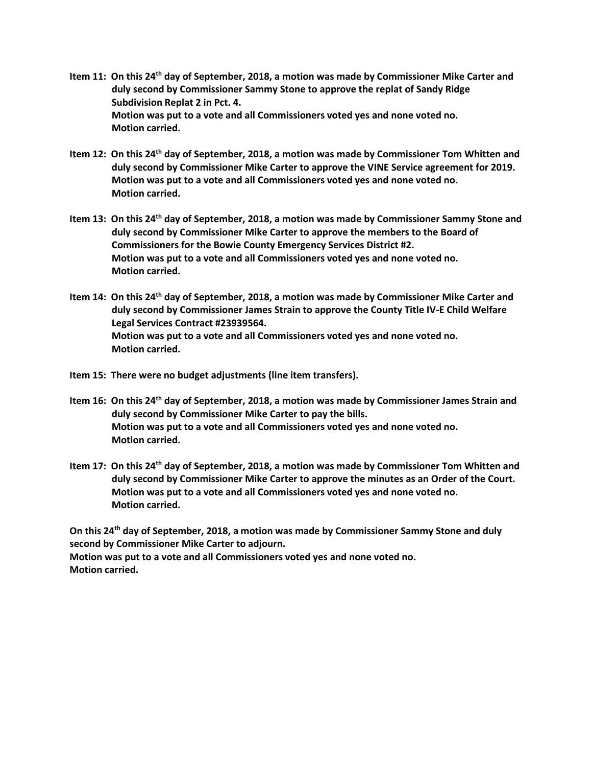**Item 11: On this 24th day of September, 2018, a motion was made by Commissioner Mike Carter and duly second by Commissioner Sammy Stone to approve the replat of Sandy Ridge Subdivision Replat 2 in Pct. 4.**
**Motion was put to a vote and all Commissioners voted yes and none voted no.**
**Motion carried.**

**Item 12: On this 24th day of September, 2018, a motion was made by Commissioner Tom Whitten and duly second by Commissioner Mike Carter to approve the VINE Service agreement for 2019.**
**Motion was put to a vote and all Commissioners voted yes and none voted no.**
**Motion carried.**

**Item 13: On this 24th day of September, 2018, a motion was made by Commissioner Sammy Stone and duly second by Commissioner Mike Carter to approve the members to the Board of Commissioners for the Bowie County Emergency Services District #2.**
**Motion was put to a vote and all Commissioners voted yes and none voted no.**
**Motion carried.**

**Item 14: On this 24th day of September, 2018, a motion was made by Commissioner Mike Carter and duly second by Commissioner James Strain to approve the County Title IV-E Child Welfare Legal Services Contract #23939564.**
**Motion was put to a vote and all Commissioners voted yes and none voted no.**
**Motion carried.**

**Item 15: There were no budget adjustments (line item transfers).**

**Item 16: On this 24th day of September, 2018, a motion was made by Commissioner James Strain and duly second by Commissioner Mike Carter to pay the bills.**
**Motion was put to a vote and all Commissioners voted yes and none voted no.**
**Motion carried.**

**Item 17: On this 24th day of September, 2018, a motion was made by Commissioner Tom Whitten and duly second by Commissioner Mike Carter to approve the minutes as an Order of the Court.**
**Motion was put to a vote and all Commissioners voted yes and none voted no.**
**Motion carried.**

**On this 24th day of September, 2018, a motion was made by Commissioner Sammy Stone and duly second by Commissioner Mike Carter to adjourn.**
**Motion was put to a vote and all Commissioners voted yes and none voted no.**
**Motion carried.**